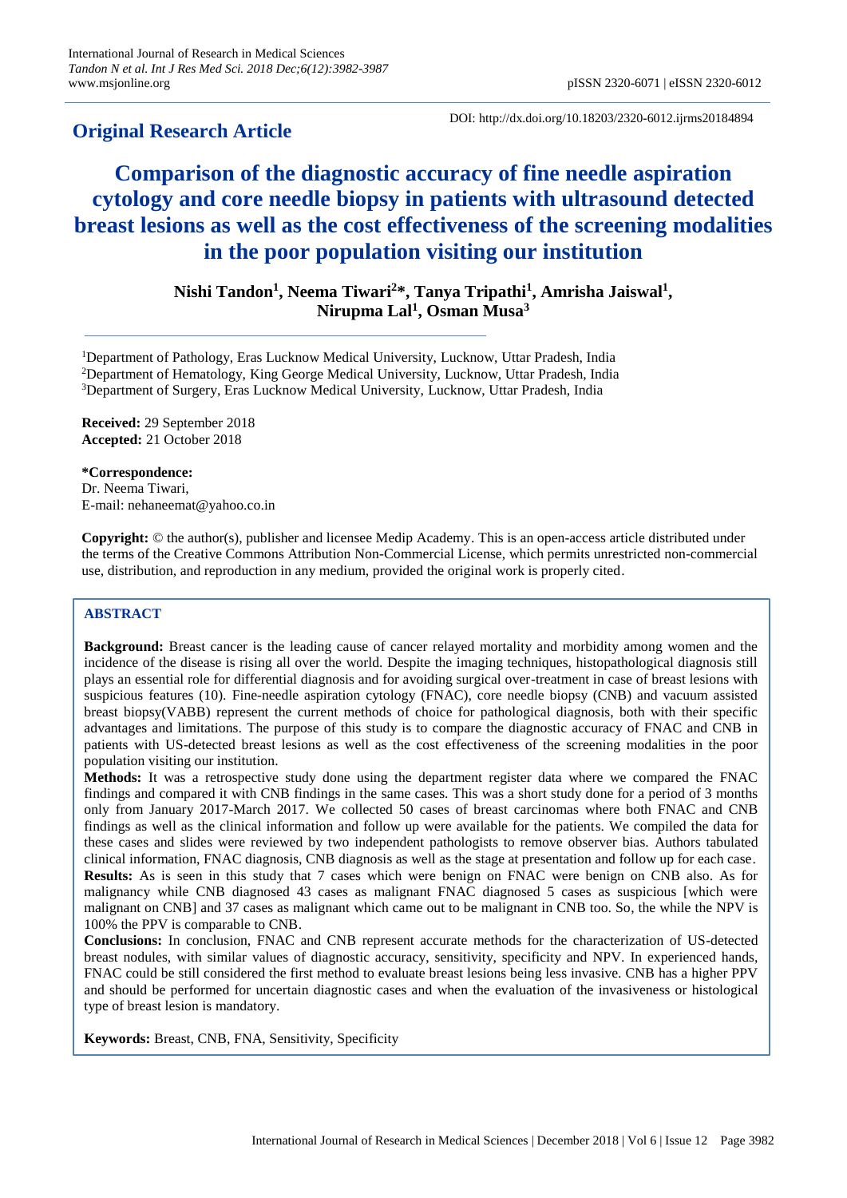## Original Research Article

DOI: http://dx.doi.org/10.18203/2320-6012.ijrms20184894

# Comparison of the diagnostic accuracy of fine needle aspiration cytology and core needle biopsy in patients with ultrasound detected breast lesions as well as the cost effectiveness of the screening modalities in the poor population visiting our institution

**Nishi Tandon[1], Neema Tiwari[2]*, Tanya Tripathi[1], Amrisha Jaiswal[1], Nirupma Lal[1], Osman Musa[3]**

[1]Department of Pathology, Eras Lucknow Medical University, Lucknow, Uttar Pradesh, India
[2]Department of Hematology, King George Medical University, Lucknow, Uttar Pradesh, India
[3]Department of Surgery, Eras Lucknow Medical University, Lucknow, Uttar Pradesh, India

**Received:** 29 September 2018
**Accepted:** 21 October 2018

***Correspondence:**
Dr. Neema Tiwari,
E-mail: nehaneemat@yahoo.co.in

**Copyright:** © the author(s), publisher and licensee Medip Academy. This is an open-access article distributed under the terms of the Creative Commons Attribution Non-Commercial License, which permits unrestricted non-commercial use, distribution, and reproduction in any medium, provided the original work is properly cited.

### ABSTRACT

**Background:** Breast cancer is the leading cause of cancer relayed mortality and morbidity among women and the incidence of the disease is rising all over the world. Despite the imaging techniques, histopathological diagnosis still plays an essential role for differential diagnosis and for avoiding surgical over-treatment in case of breast lesions with suspicious features (10). Fine-needle aspiration cytology (FNAC), core needle biopsy (CNB) and vacuum assisted breast biopsy(VABB) represent the current methods of choice for pathological diagnosis, both with their specific advantages and limitations. The purpose of this study is to compare the diagnostic accuracy of FNAC and CNB in patients with US-detected breast lesions as well as the cost effectiveness of the screening modalities in the poor population visiting our institution.

**Methods:** It was a retrospective study done using the department register data where we compared the FNAC findings and compared it with CNB findings in the same cases. This was a short study done for a period of 3 months only from January 2017-March 2017. We collected 50 cases of breast carcinomas where both FNAC and CNB findings as well as the clinical information and follow up were available for the patients. We compiled the data for these cases and slides were reviewed by two independent pathologists to remove observer bias. Authors tabulated clinical information, FNAC diagnosis, CNB diagnosis as well as the stage at presentation and follow up for each case.

**Results:** As is seen in this study that 7 cases which were benign on FNAC were benign on CNB also. As for malignancy while CNB diagnosed 43 cases as malignant FNAC diagnosed 5 cases as suspicious [which were malignant on CNB] and 37 cases as malignant which came out to be malignant in CNB too. So, the while the NPV is 100% the PPV is comparable to CNB.

**Conclusions:** In conclusion, FNAC and CNB represent accurate methods for the characterization of US-detected breast nodules, with similar values of diagnostic accuracy, sensitivity, specificity and NPV. In experienced hands, FNAC could be still considered the first method to evaluate breast lesions being less invasive. CNB has a higher PPV and should be performed for uncertain diagnostic cases and when the evaluation of the invasiveness or histological type of breast lesion is mandatory.

**Keywords:** Breast, CNB, FNA, Sensitivity, Specificity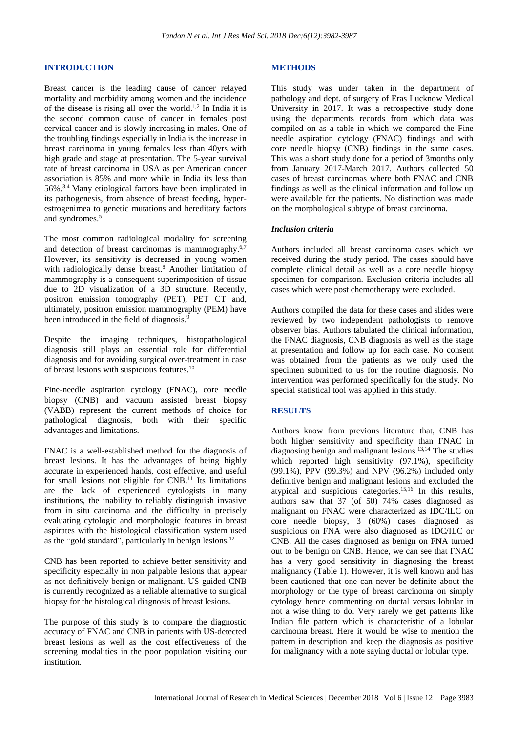## INTRODUCTION

Breast cancer is the leading cause of cancer relayed mortality and morbidity among women and the incidence of the disease is rising all over the world.[1,2] In India it is the second common cause of cancer in females post cervical cancer and is slowly increasing in males. One of the troubling findings especially in India is the increase in breast carcinoma in young females less than 40yrs with high grade and stage at presentation. The 5-year survival rate of breast carcinoma in USA as per American cancer association is 85% and more while in India its less than 56%.[3,4] Many etiological factors have been implicated in its pathogenesis, from absence of breast feeding, hyper-estrogenimea to genetic mutations and hereditary factors and syndromes.[5]

The most common radiological modality for screening and detection of breast carcinomas is mammography.[6,7] However, its sensitivity is decreased in young women with radiologically dense breast.[8] Another limitation of mammography is a consequent superimposition of tissue due to 2D visualization of a 3D structure. Recently, positron emission tomography (PET), PET CT and, ultimately, positron emission mammography (PEM) have been introduced in the field of diagnosis.[9]

Despite the imaging techniques, histopathological diagnosis still plays an essential role for differential diagnosis and for avoiding surgical over-treatment in case of breast lesions with suspicious features.[10]

Fine-needle aspiration cytology (FNAC), core needle biopsy (CNB) and vacuum assisted breast biopsy (VABB) represent the current methods of choice for pathological diagnosis, both with their specific advantages and limitations.

FNAC is a well-established method for the diagnosis of breast lesions. It has the advantages of being highly accurate in experienced hands, cost effective, and useful for small lesions not eligible for CNB.[11] Its limitations are the lack of experienced cytologists in many institutions, the inability to reliably distinguish invasive from in situ carcinoma and the difficulty in precisely evaluating cytologic and morphologic features in breast aspirates with the histological classification system used as the "gold standard", particularly in benign lesions.[12]

CNB has been reported to achieve better sensitivity and specificity especially in non palpable lesions that appear as not definitively benign or malignant. US-guided CNB is currently recognized as a reliable alternative to surgical biopsy for the histological diagnosis of breast lesions.

The purpose of this study is to compare the diagnostic accuracy of FNAC and CNB in patients with US-detected breast lesions as well as the cost effectiveness of the screening modalities in the poor population visiting our institution.

## METHODS

This study was under taken in the department of pathology and dept. of surgery of Eras Lucknow Medical University in 2017. It was a retrospective study done using the departments records from which data was compiled on as a table in which we compared the Fine needle aspiration cytology (FNAC) findings and with core needle biopsy (CNB) findings in the same cases. This was a short study done for a period of 3months only from January 2017-March 2017. Authors collected 50 cases of breast carcinomas where both FNAC and CNB findings as well as the clinical information and follow up were available for the patients. No distinction was made on the morphological subtype of breast carcinoma.

### *Inclusion criteria*

Authors included all breast carcinoma cases which we received during the study period. The cases should have complete clinical detail as well as a core needle biopsy specimen for comparison. Exclusion criteria includes all cases which were post chemotherapy were excluded.

Authors compiled the data for these cases and slides were reviewed by two independent pathologists to remove observer bias. Authors tabulated the clinical information, the FNAC diagnosis, CNB diagnosis as well as the stage at presentation and follow up for each case. No consent was obtained from the patients as we only used the specimen submitted to us for the routine diagnosis. No intervention was performed specifically for the study. No special statistical tool was applied in this study.

## RESULTS

Authors know from previous literature that, CNB has both higher sensitivity and specificity than FNAC in diagnosing benign and malignant lesions.[13,14] The studies which reported high sensitivity (97.1%), specificity (99.1%), PPV (99.3%) and NPV (96.2%) included only definitive benign and malignant lesions and excluded the atypical and suspicious categories.[15,16] In this results, authors saw that 37 (of 50) 74% cases diagnosed as malignant on FNAC were characterized as IDC/ILC on core needle biopsy, 3 (60%) cases diagnosed as suspicious on FNA were also diagnosed as IDC/ILC or CNB. All the cases diagnosed as benign on FNA turned out to be benign on CNB. Hence, we can see that FNAC has a very good sensitivity in diagnosing the breast malignancy (Table 1). However, it is well known and has been cautioned that one can never be definite about the morphology or the type of breast carcinoma on simply cytology hence commenting on ductal versus lobular in not a wise thing to do. Very rarely we get patterns like Indian file pattern which is characteristic of a lobular carcinoma breast. Here it would be wise to mention the pattern in description and keep the diagnosis as positive for malignancy with a note saying ductal or lobular type.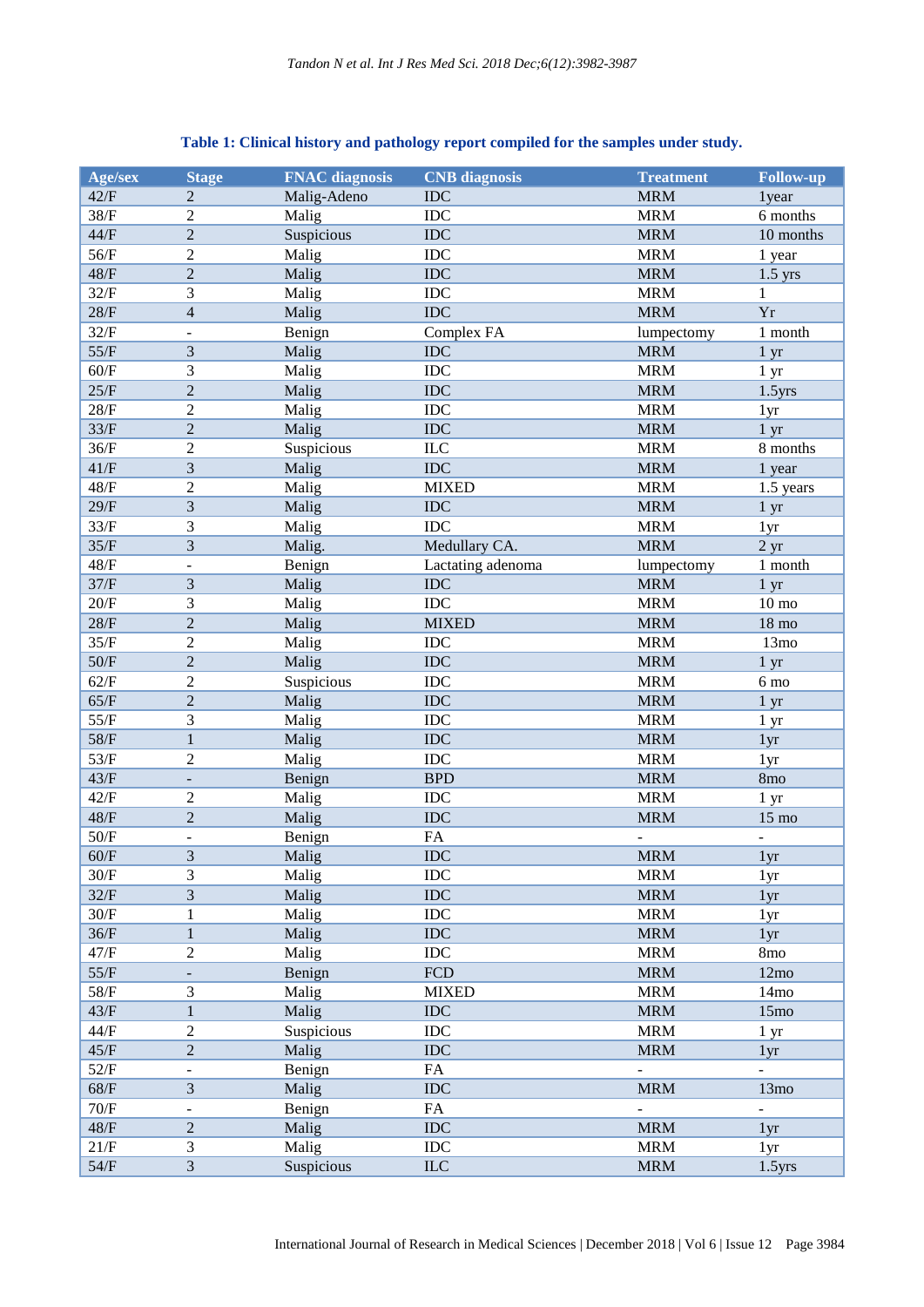**Table 1: Clinical history and pathology report compiled for the samples under study.**

| Age/sex | Stage | FNAC diagnosis | CNB diagnosis | Treatment | Follow-up |
|---|---|---|---|---|---|
| 42/F | 2 | Malig-Adeno | IDC | MRM | 1year |
| 38/F | 2 | Malig | IDC | MRM | 6 months |
| 44/F | 2 | Suspicious | IDC | MRM | 10 months |
| 56/F | 2 | Malig | IDC | MRM | 1 year |
| 48/F | 2 | Malig | IDC | MRM | 1.5 yrs |
| 32/F | 3 | Malig | IDC | MRM | 1 |
| 28/F | 4 | Malig | IDC | MRM | Yr |
| 32/F | - | Benign | Complex FA | lumpectomy | 1 month |
| 55/F | 3 | Malig | IDC | MRM | 1 yr |
| 60/F | 3 | Malig | IDC | MRM | 1 yr |
| 25/F | 2 | Malig | IDC | MRM | 1.5yrs |
| 28/F | 2 | Malig | IDC | MRM | 1yr |
| 33/F | 2 | Malig | IDC | MRM | 1 yr |
| 36/F | 2 | Suspicious | ILC | MRM | 8 months |
| 41/F | 3 | Malig | IDC | MRM | 1 year |
| 48/F | 2 | Malig | MIXED | MRM | 1.5 years |
| 29/F | 3 | Malig | IDC | MRM | 1 yr |
| 33/F | 3 | Malig | IDC | MRM | 1yr |
| 35/F | 3 | Malig. | Medullary CA. | MRM | 2 yr |
| 48/F | - | Benign | Lactating adenoma | lumpectomy | 1 month |
| 37/F | 3 | Malig | IDC | MRM | 1 yr |
| 20/F | 3 | Malig | IDC | MRM | 10 mo |
| 28/F | 2 | Malig | MIXED | MRM | 18 mo |
| 35/F | 2 | Malig | IDC | MRM | 13mo |
| 50/F | 2 | Malig | IDC | MRM | 1 yr |
| 62/F | 2 | Suspicious | IDC | MRM | 6 mo |
| 65/F | 2 | Malig | IDC | MRM | 1 yr |
| 55/F | 3 | Malig | IDC | MRM | 1 yr |
| 58/F | 1 | Malig | IDC | MRM | 1yr |
| 53/F | 2 | Malig | IDC | MRM | 1yr |
| 43/F | - | Benign | BPD | MRM | 8mo |
| 42/F | 2 | Malig | IDC | MRM | 1 yr |
| 48/F | 2 | Malig | IDC | MRM | 15 mo |
| 50/F | - | Benign | FA | - | - |
| 60/F | 3 | Malig | IDC | MRM | 1yr |
| 30/F | 3 | Malig | IDC | MRM | 1yr |
| 32/F | 3 | Malig | IDC | MRM | 1yr |
| 30/F | 1 | Malig | IDC | MRM | 1yr |
| 36/F | 1 | Malig | IDC | MRM | 1yr |
| 47/F | 2 | Malig | IDC | MRM | 8mo |
| 55/F | - | Benign | FCD | MRM | 12mo |
| 58/F | 3 | Malig | MIXED | MRM | 14mo |
| 43/F | 1 | Malig | IDC | MRM | 15mo |
| 44/F | 2 | Suspicious | IDC | MRM | 1 yr |
| 45/F | 2 | Malig | IDC | MRM | 1yr |
| 52/F | - | Benign | FA | - | - |
| 68/F | 3 | Malig | IDC | MRM | 13mo |
| 70/F | - | Benign | FA | - | - |
| 48/F | 2 | Malig | IDC | MRM | 1yr |
| 21/F | 3 | Malig | IDC | MRM | 1yr |
| 54/F | 3 | Suspicious | ILC | MRM | 1.5yrs |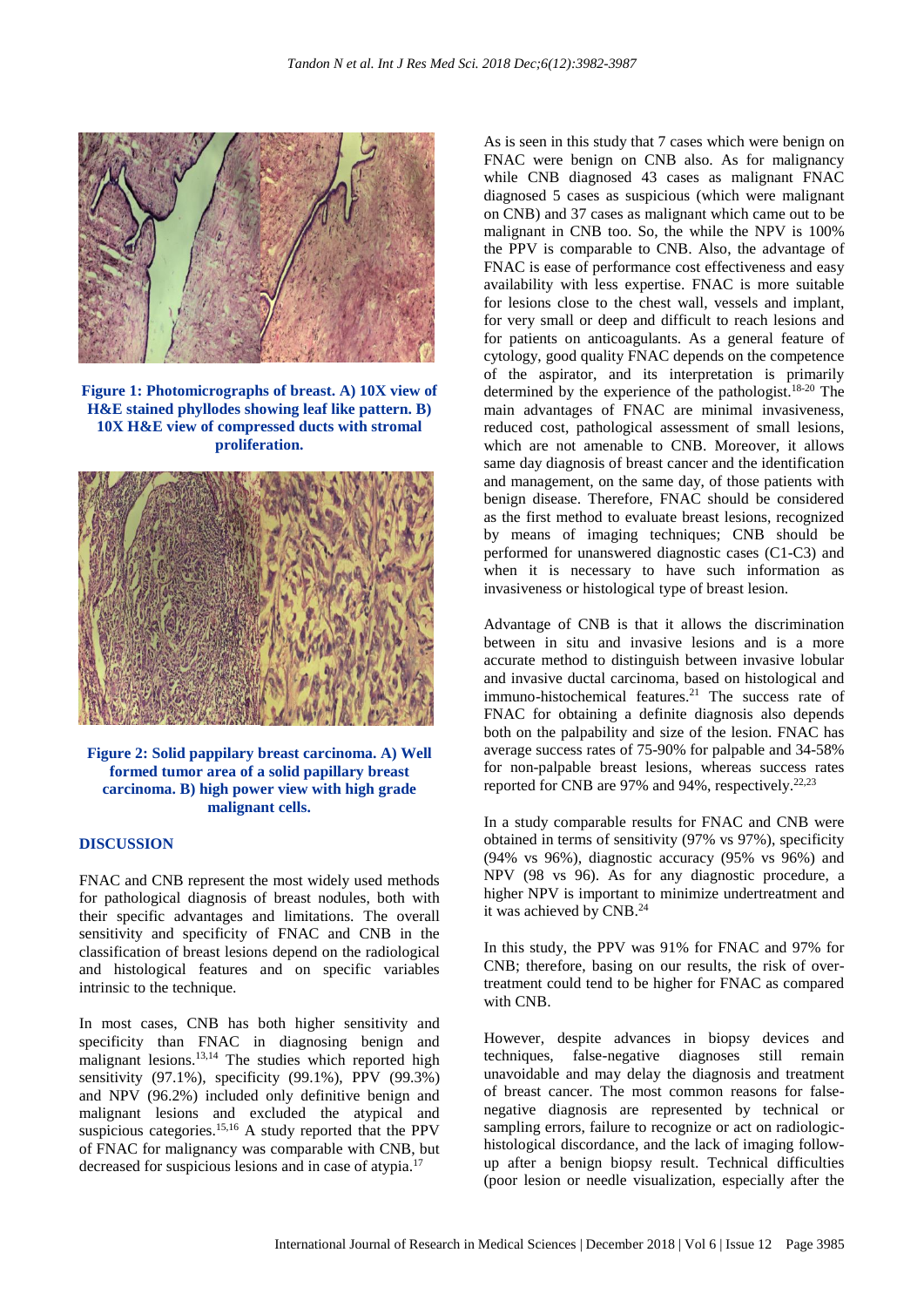**Figure 1: Photomicrographs of breast. A) 10X view of H&E stained phyllodes showing leaf like pattern. B) 10X H&E view of compressed ducts with stromal proliferation.**

**Figure 2: Solid pappilary breast carcinoma. A) Well formed tumor area of a solid papillary breast carcinoma. B) high power view with high grade malignant cells.**

## DISCUSSION

FNAC and CNB represent the most widely used methods for pathological diagnosis of breast nodules, both with their specific advantages and limitations. The overall sensitivity and specificity of FNAC and CNB in the classification of breast lesions depend on the radiological and histological features and on specific variables intrinsic to the technique.

In most cases, CNB has both higher sensitivity and specificity than FNAC in diagnosing benign and malignant lesions.[13,14] The studies which reported high sensitivity (97.1%), specificity (99.1%), PPV (99.3%) and NPV (96.2%) included only definitive benign and malignant lesions and excluded the atypical and suspicious categories.[15,16] A study reported that the PPV of FNAC for malignancy was comparable with CNB, but decreased for suspicious lesions and in case of atypia.[17]

As is seen in this study that 7 cases which were benign on FNAC were benign on CNB also. As for malignancy while CNB diagnosed 43 cases as malignant FNAC diagnosed 5 cases as suspicious (which were malignant on CNB) and 37 cases as malignant which came out to be malignant in CNB too. So, the while the NPV is 100% the PPV is comparable to CNB. Also, the advantage of FNAC is ease of performance cost effectiveness and easy availability with less expertise. FNAC is more suitable for lesions close to the chest wall, vessels and implant, for very small or deep and difficult to reach lesions and for patients on anticoagulants. As a general feature of cytology, good quality FNAC depends on the competence of the aspirator, and its interpretation is primarily determined by the experience of the pathologist.[18-20] The main advantages of FNAC are minimal invasiveness, reduced cost, pathological assessment of small lesions, which are not amenable to CNB. Moreover, it allows same day diagnosis of breast cancer and the identification and management, on the same day, of those patients with benign disease. Therefore, FNAC should be considered as the first method to evaluate breast lesions, recognized by means of imaging techniques; CNB should be performed for unanswered diagnostic cases (C1-C3) and when it is necessary to have such information as invasiveness or histological type of breast lesion.

Advantage of CNB is that it allows the discrimination between in situ and invasive lesions and is a more accurate method to distinguish between invasive lobular and invasive ductal carcinoma, based on histological and immuno-histochemical features.[21] The success rate of FNAC for obtaining a definite diagnosis also depends both on the palpability and size of the lesion. FNAC has average success rates of 75-90% for palpable and 34-58% for non-palpable breast lesions, whereas success rates reported for CNB are 97% and 94%, respectively.[22,23]

In a study comparable results for FNAC and CNB were obtained in terms of sensitivity (97% vs 97%), specificity (94% vs 96%), diagnostic accuracy (95% vs 96%) and NPV (98 vs 96). As for any diagnostic procedure, a higher NPV is important to minimize undertreatment and it was achieved by CNB.[24]

In this study, the PPV was 91% for FNAC and 97% for CNB; therefore, basing on our results, the risk of over-treatment could tend to be higher for FNAC as compared with CNB.

However, despite advances in biopsy devices and techniques, false-negative diagnoses still remain unavoidable and may delay the diagnosis and treatment of breast cancer. The most common reasons for false-negative diagnosis are represented by technical or sampling errors, failure to recognize or act on radiologic-histological discordance, and the lack of imaging follow-up after a benign biopsy result. Technical difficulties (poor lesion or needle visualization, especially after the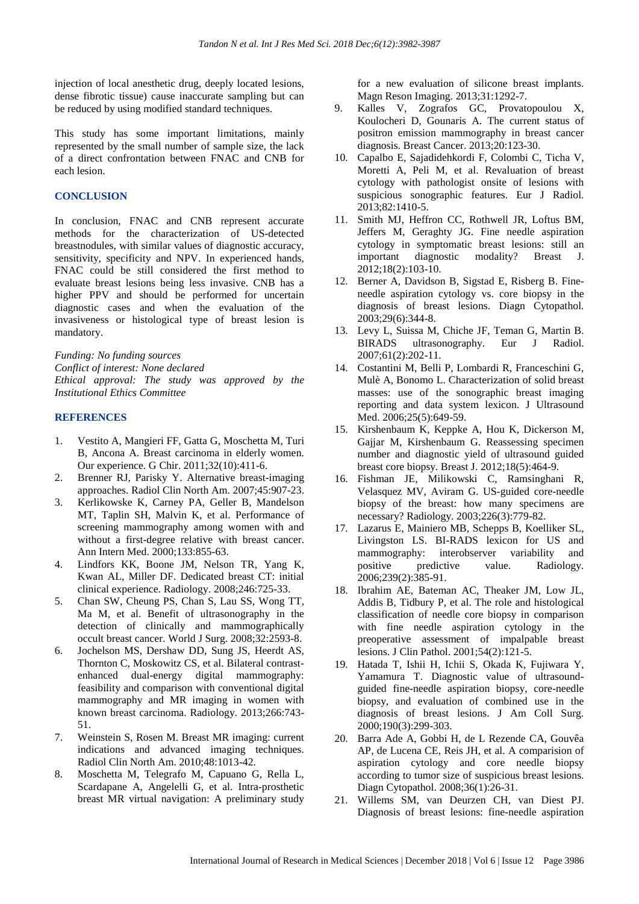injection of local anesthetic drug, deeply located lesions, dense fibrotic tissue) cause inaccurate sampling but can be reduced by using modified standard techniques.

This study has some important limitations, mainly represented by the small number of sample size, the lack of a direct confrontation between FNAC and CNB for each lesion.

## CONCLUSION

In conclusion, FNAC and CNB represent accurate methods for the characterization of US-detected breastnodules, with similar values of diagnostic accuracy, sensitivity, specificity and NPV. In experienced hands, FNAC could be still considered the first method to evaluate breast lesions being less invasive. CNB has a higher PPV and should be performed for uncertain diagnostic cases and when the evaluation of the invasiveness or histological type of breast lesion is mandatory.

*Funding: No funding sources*
*Conflict of interest: None declared*
*Ethical approval: The study was approved by the Institutional Ethics Committee*

## REFERENCES

1. Vestito A, Mangieri FF, Gatta G, Moschetta M, Turi B, Ancona A. Breast carcinoma in elderly women. Our experience. G Chir. 2011;32(10):411-6.
2. Brenner RJ, Parisky Y. Alternative breast-imaging approaches. Radiol Clin North Am. 2007;45:907-23.
3. Kerlikowske K, Carney PA, Geller B, Mandelson MT, Taplin SH, Malvin K, et al. Performance of screening mammography among women with and without a first-degree relative with breast cancer. Ann Intern Med. 2000;133:855-63.
4. Lindfors KK, Boone JM, Nelson TR, Yang K, Kwan AL, Miller DF. Dedicated breast CT: initial clinical experience. Radiology. 2008;246:725-33.
5. Chan SW, Cheung PS, Chan S, Lau SS, Wong TT, Ma M, et al. Benefit of ultrasonography in the detection of clinically and mammographically occult breast cancer. World J Surg. 2008;32:2593-8.
6. Jochelson MS, Dershaw DD, Sung JS, Heerdt AS, Thornton C, Moskowitz CS, et al. Bilateral contrast-enhanced dual-energy digital mammography: feasibility and comparison with conventional digital mammography and MR imaging in women with known breast carcinoma. Radiology. 2013;266:743-51.
7. Weinstein S, Rosen M. Breast MR imaging: current indications and advanced imaging techniques. Radiol Clin North Am. 2010;48:1013-42.
8. Moschetta M, Telegrafo M, Capuano G, Rella L, Scardapane A, Angelelli G, et al. Intra-prosthetic breast MR virtual navigation: A preliminary study for a new evaluation of silicone breast implants. Magn Reson Imaging. 2013;31:1292-7.
9. Kalles V, Zografos GC, Provatopoulou X, Koulocheri D, Gounaris A. The current status of positron emission mammography in breast cancer diagnosis. Breast Cancer. 2013;20:123-30.
10. Capalbo E, Sajadidehkordi F, Colombi C, Ticha V, Moretti A, Peli M, et al. Revaluation of breast cytology with pathologist onsite of lesions with suspicious sonographic features. Eur J Radiol. 2013;82:1410-5.
11. Smith MJ, Heffron CC, Rothwell JR, Loftus BM, Jeffers M, Geraghty JG. Fine needle aspiration cytology in symptomatic breast lesions: still an important diagnostic modality? Breast J. 2012;18(2):103-10.
12. Berner A, Davidson B, Sigstad E, Risberg B. Fine-needle aspiration cytology vs. core biopsy in the diagnosis of breast lesions. Diagn Cytopathol. 2003;29(6):344-8.
13. Levy L, Suissa M, Chiche JF, Teman G, Martin B. BIRADS ultrasonography. Eur J Radiol. 2007;61(2):202-11.
14. Costantini M, Belli P, Lombardi R, Franceschini G, Mulè A, Bonomo L. Characterization of solid breast masses: use of the sonographic breast imaging reporting and data system lexicon. J Ultrasound Med. 2006;25(5):649-59.
15. Kirshenbaum K, Keppke A, Hou K, Dickerson M, Gajjar M, Kirshenbaum G. Reassessing specimen number and diagnostic yield of ultrasound guided breast core biopsy. Breast J. 2012;18(5):464-9.
16. Fishman JE, Milikowski C, Ramsinghani R, Velasquez MV, Aviram G. US-guided core-needle biopsy of the breast: how many specimens are necessary? Radiology. 2003;226(3):779-82.
17. Lazarus E, Mainiero MB, Schepps B, Koelliker SL, Livingston LS. BI-RADS lexicon for US and mammography: interobserver variability and positive predictive value. Radiology. 2006;239(2):385-91.
18. Ibrahim AE, Bateman AC, Theaker JM, Low JL, Addis B, Tidbury P, et al. The role and histological classification of needle core biopsy in comparison with fine needle aspiration cytology in the preoperative assessment of impalpable breast lesions. J Clin Pathol. 2001;54(2):121-5.
19. Hatada T, Ishii H, Ichii S, Okada K, Fujiwara Y, Yamamura T. Diagnostic value of ultrasound-guided fine-needle aspiration biopsy, core-needle biopsy, and evaluation of combined use in the diagnosis of breast lesions. J Am Coll Surg. 2000;190(3):299-303.
20. Barra Ade A, Gobbi H, de L Rezende CA, Gouvêa AP, de Lucena CE, Reis JH, et al. A comparision of aspiration cytology and core needle biopsy according to tumor size of suspicious breast lesions. Diagn Cytopathol. 2008;36(1):26-31.
21. Willems SM, van Deurzen CH, van Diest PJ. Diagnosis of breast lesions: fine-needle aspiration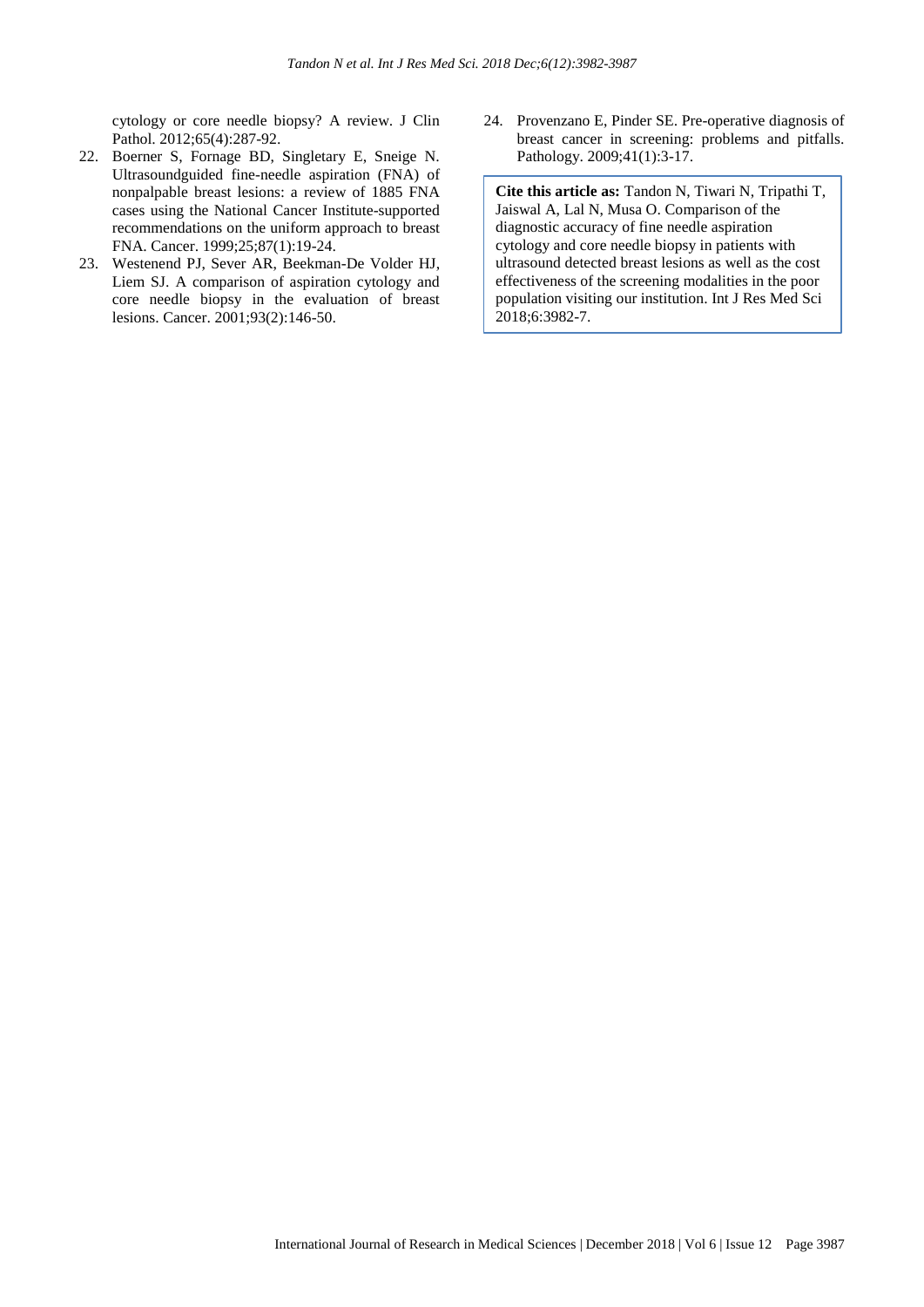cytology or core needle biopsy? A review. J Clin Pathol. 2012;65(4):287-92.

22. Boerner S, Fornage BD, Singletary E, Sneige N. Ultrasoundguided fine-needle aspiration (FNA) of nonpalpable breast lesions: a review of 1885 FNA cases using the National Cancer Institute-supported recommendations on the uniform approach to breast FNA. Cancer. 1999;25;87(1):19-24.
23. Westenend PJ, Sever AR, Beekman-De Volder HJ, Liem SJ. A comparison of aspiration cytology and core needle biopsy in the evaluation of breast lesions. Cancer. 2001;93(2):146-50.
24. Provenzano E, Pinder SE. Pre-operative diagnosis of breast cancer in screening: problems and pitfalls. Pathology. 2009;41(1):3-17.

**Cite this article as:** Tandon N, Tiwari N, Tripathi T, Jaiswal A, Lal N, Musa O. Comparison of the diagnostic accuracy of fine needle aspiration cytology and core needle biopsy in patients with ultrasound detected breast lesions as well as the cost effectiveness of the screening modalities in the poor population visiting our institution. Int J Res Med Sci 2018;6:3982-7.